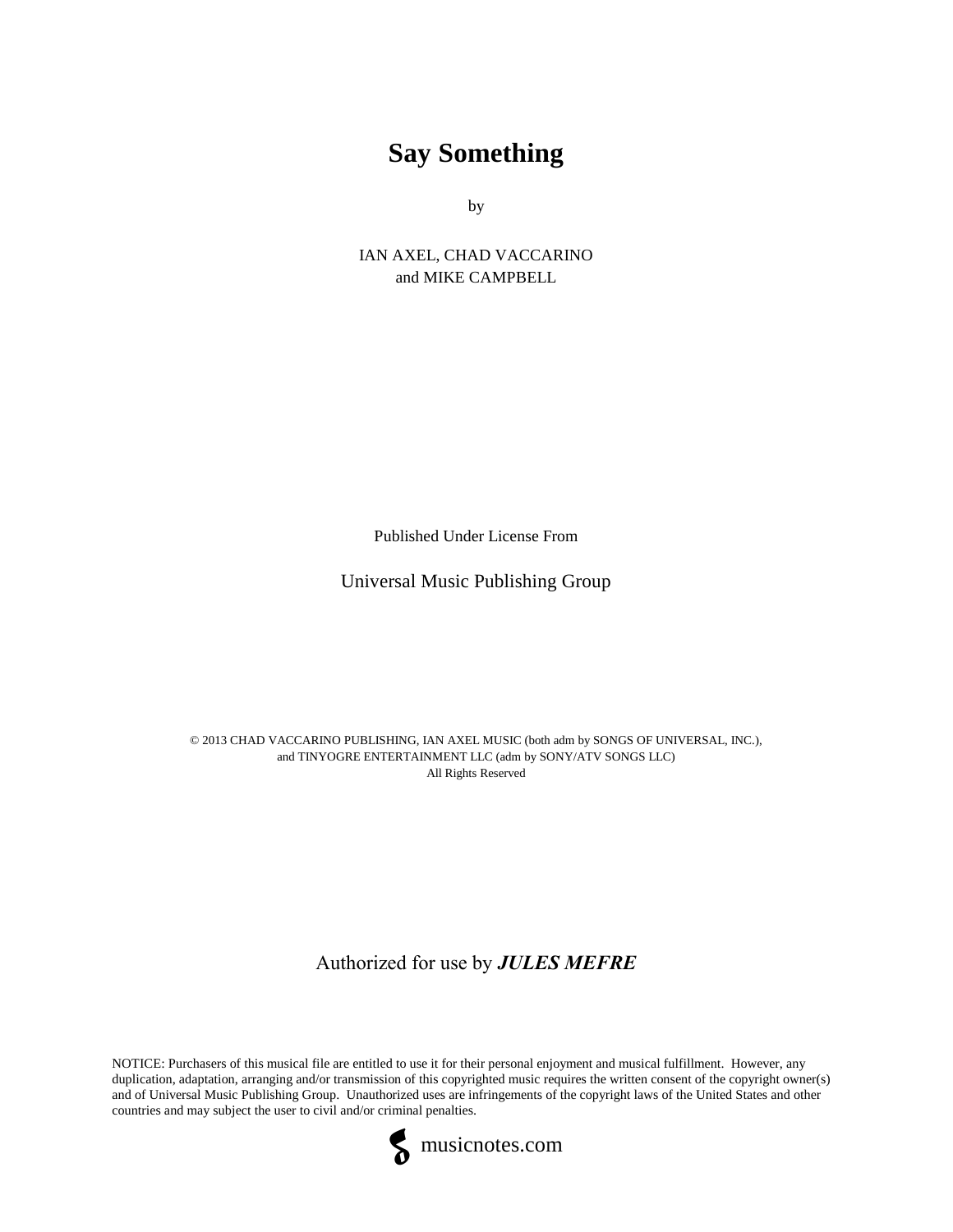# Say Something

by

IAN AXEL, CHAD VACCARINO
and MIKE CAMPBELL

Published Under License From

Universal Music Publishing Group

© 2013 CHAD VACCARINO PUBLISHING, IAN AXEL MUSIC (both adm by SONGS OF UNIVERSAL, INC.),
and TINYOGRE ENTERTAINMENT LLC (adm by SONY/ATV SONGS LLC)
All Rights Reserved

Authorized for use by ***JULES MEFRE***

NOTICE: Purchasers of this musical file are entitled to use it for their personal enjoyment and musical fulfillment. However, any duplication, adaptation, arranging and/or transmission of this copyrighted music requires the written consent of the copyright owner(s) and of Universal Music Publishing Group. Unauthorized uses are infringements of the copyright laws of the United States and other countries and may subject the user to civil and/or criminal penalties.

musicnotes.com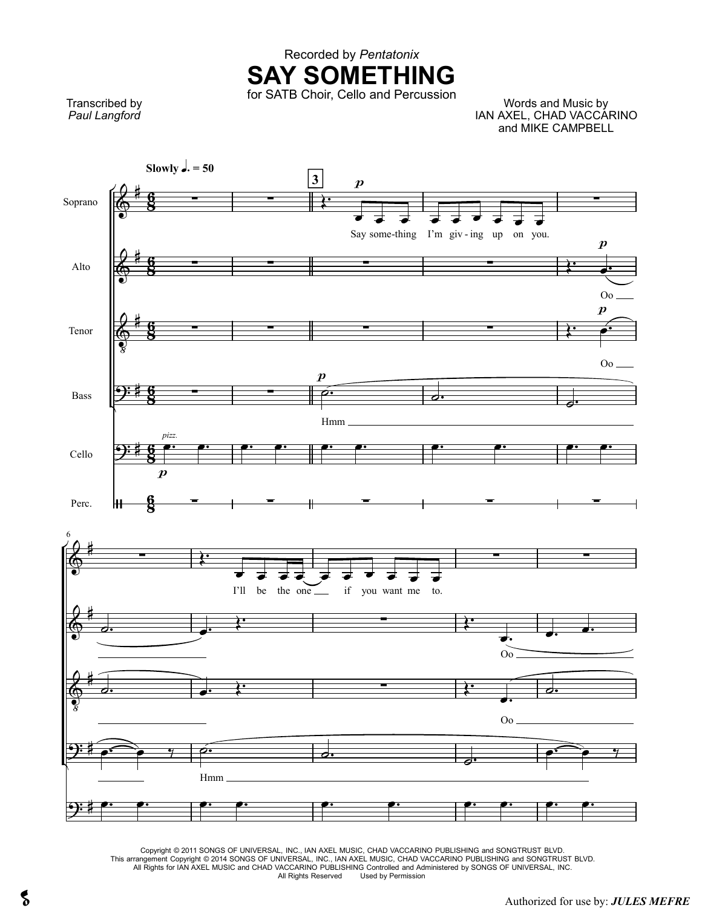Recorded by *Pentatonix*

# SAY SOMETHING

for SATB Choir, Cello and Percussion

Transcribed by *Paul Langford*

Words and Music by IAN AXEL, CHAD VACCARINO and MIKE CAMPBELL

**Slowly** ♩. = 50

Say some-thing I'm giv-ing up on you.

Oo

Hmm

*pizz.*

I'll be the one if you want me to.

Copyright © 2011 SONGS OF UNIVERSAL, INC., IAN AXEL MUSIC, CHAD VACCARINO PUBLISHING and SONGTRUST BLVD.
This arrangement Copyright © 2014 SONGS OF UNIVERSAL, INC., IAN AXEL MUSIC, CHAD VACCARINO PUBLISHING and SONGTRUST BLVD.
All Rights for IAN AXEL MUSIC and CHAD VACCARINO PUBLISHING Controlled and Administered by SONGS OF UNIVERSAL, INC.
All Rights Reserved Used by Permission

Authorized for use by: *JULES MEFRE*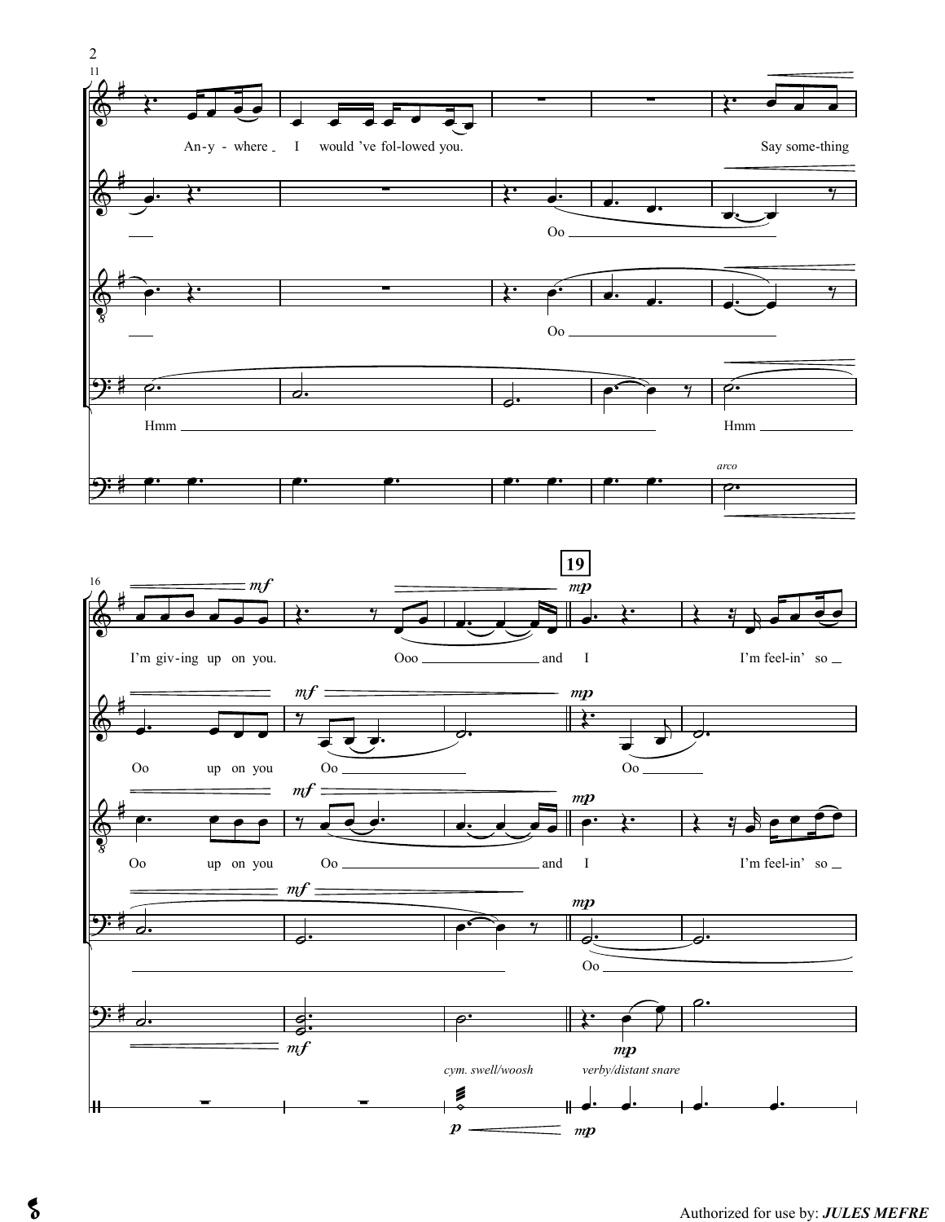11

An-y - where I would 've fol-lowed you. Say some-thing

Oo

Oo

Hmm Hmm

*arco*

16

**19**

*mf* *mp*

I'm giv-ing up on you. Ooo and I I'm feel-in' so

Oo up on you Oo Oo

Oo up on you Oo and I I'm feel-in' so

Oo

*mf* *mp*

*cym. swell/woosh* *verby/distant snare*

*p* *mp*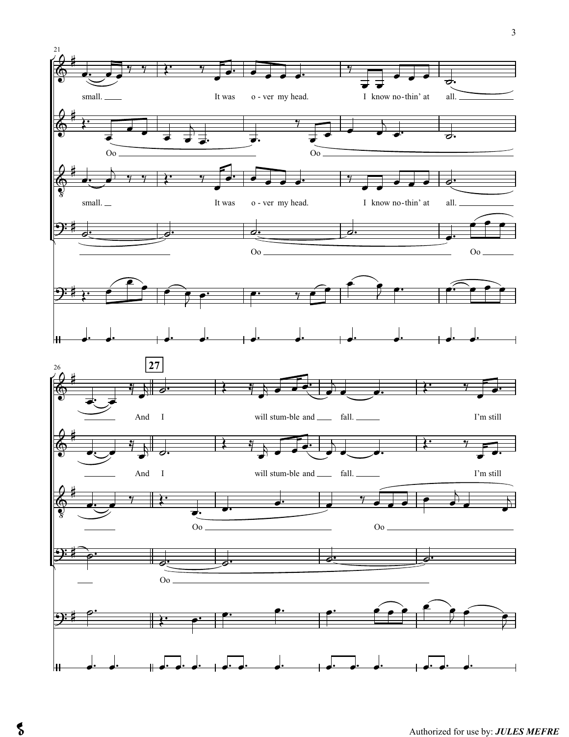21

small. It was o - ver my head. I know no-thin' at all.

Oo Oo

small. It was o - ver my head. I know no-thin' at all.

Oo Oo

26

**27**

And I will stum-ble and fall. I'm still

And I will stum-ble and fall. I'm still

Oo Oo

Oo

Authorized for use by: *JULES MEFRE*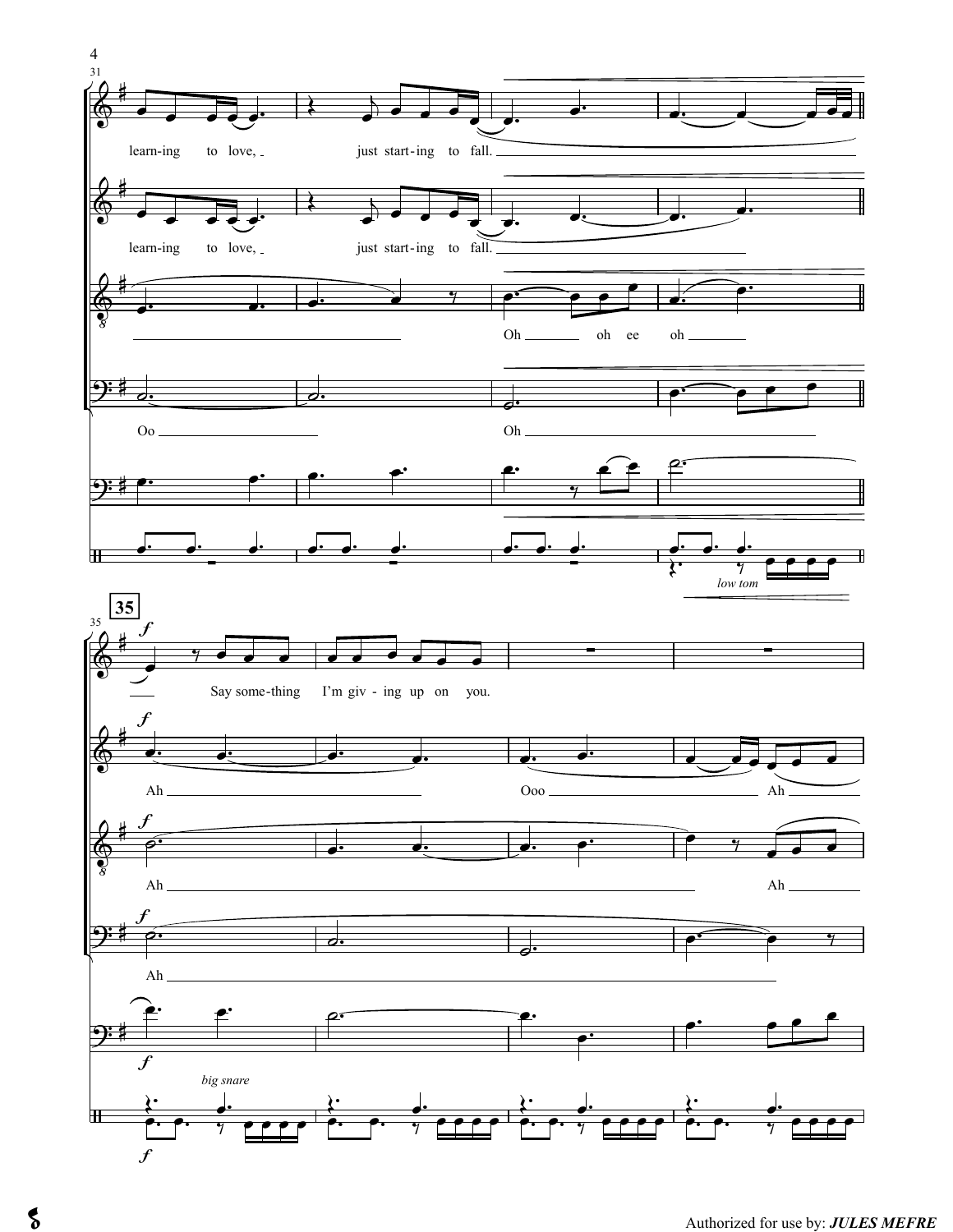**35**

learn-ing to love, just start-ing to fall.

learn-ing to love, just start-ing to fall.

Oh oh ee oh

Oo Oh

*low tom*

*f*

Say some-thing I'm giv - ing up on you.

Ah Ooo Ah

Ah Ah

Ah

*big snare*

Authorized for use by: ***JULES MEFRE***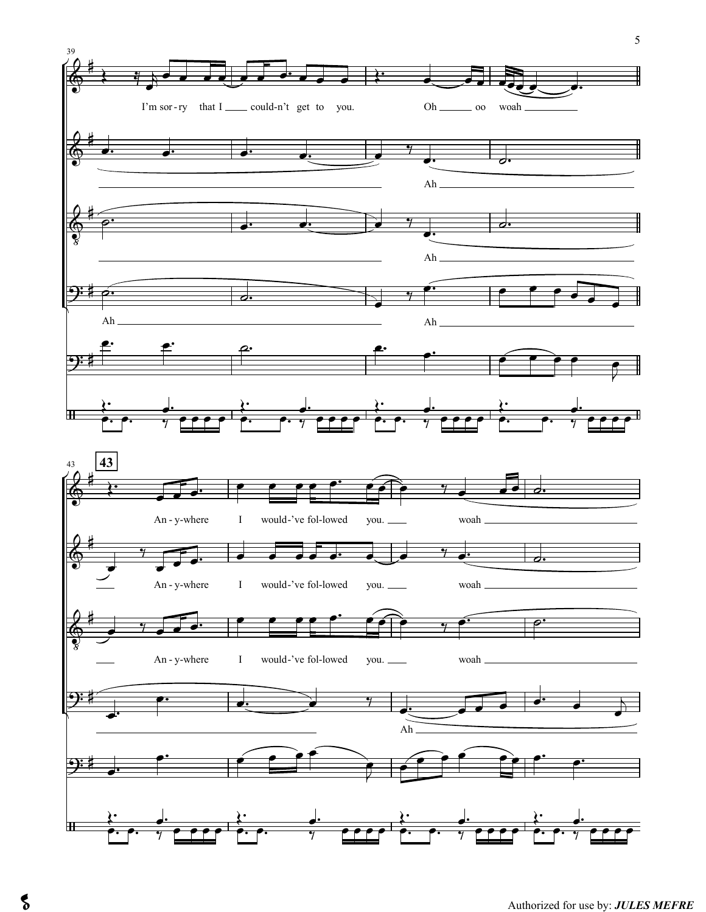39

I'm sor - ry that I ____ could - n't get to you. Oh ____ oo woah ________

Ah ________

Ah ________

Ah ________ Ah ________

**43**

An - y - where I would - 've fol - lowed you. ____ woah ________

An - y - where I would - 've fol - lowed you. ____ woah ________

An - y - where I would - 've fol - lowed you. ____ woah ________

Ah ________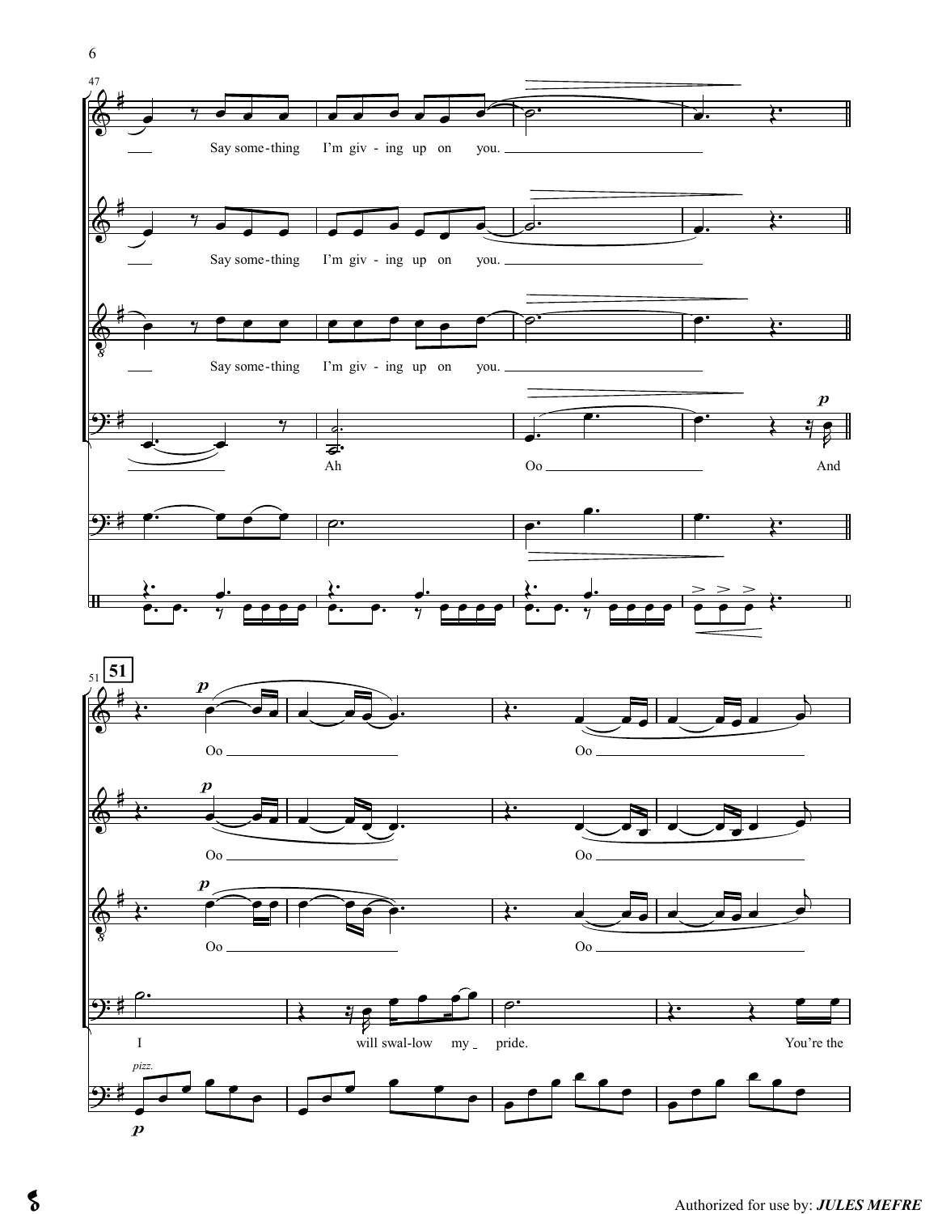Say some-thing I'm giv-ing up on you.

Say some-thing I'm giv-ing up on you.

Say some-thing I'm giv-ing up on you.

Ah Oo And

**51**

Oo Oo

Oo Oo

Oo Oo

I will swal-low my pride. You're the

*pizz.*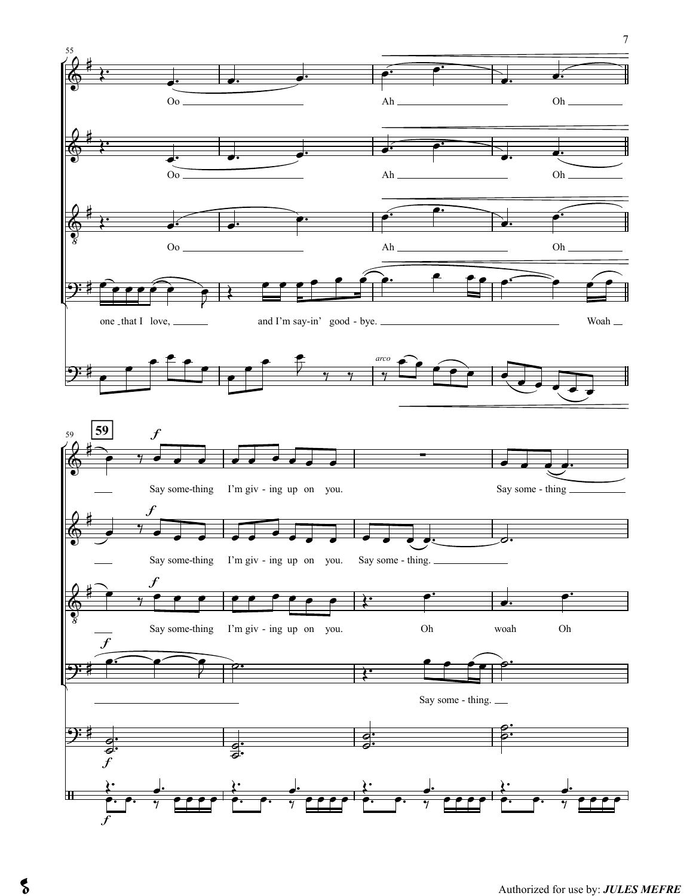55

Oo ______ Ah ______ Oh ______

Oo ______ Ah ______ Oh ______

Oo ______ Ah ______ Oh ______

one that I love, ______ and I'm say-in' good - bye. ______ Woah __

*arco*

59

**f**

___ Say some-thing I'm giv - ing up on you. Say some - thing ______

___ Say some-thing I'm giv - ing up on you. Say some - thing. ______

___ Say some-thing I'm giv - ing up on you. Oh woah Oh

______ Say some - thing. ___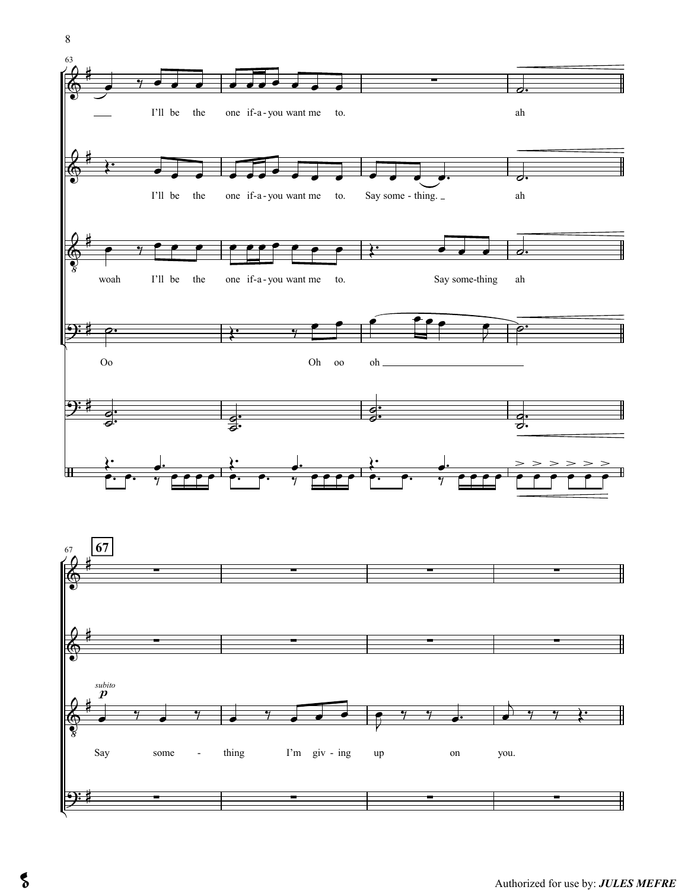63

I'll be the one if-a-you want me to. ah

I'll be the one if-a-you want me to. Say some-thing. ah

woah I'll be the one if-a-you want me to. Say some-thing ah

Oo Oh oo oh

67

*subito* **p**

Say some - thing I'm giv-ing up on you.

Authorized for use by: ***JULES MEFRE***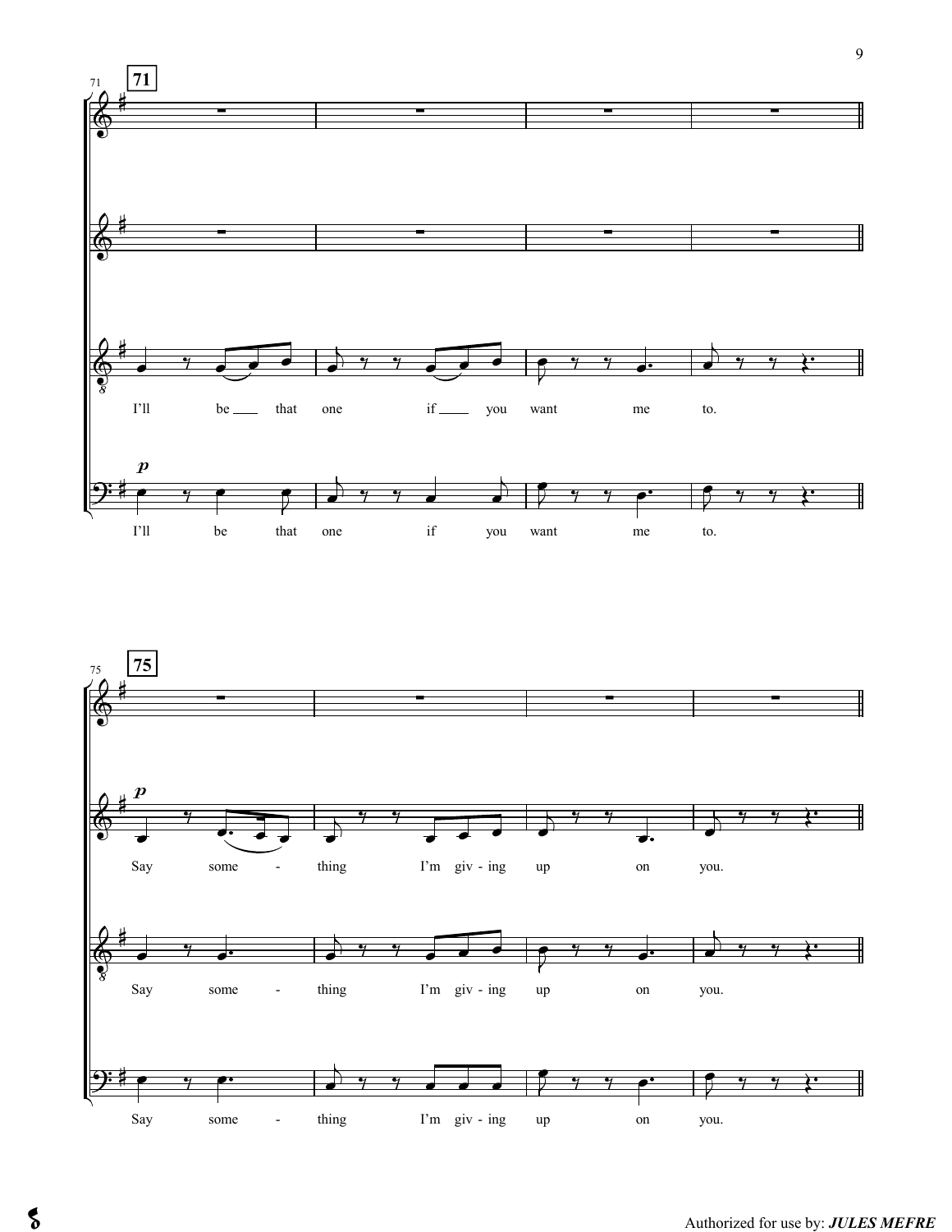**71**

I'll be that one if you want me to.

I'll be that one if you want me to.

**75**

Say some - thing I'm giv - ing up on you.

Say some - thing I'm giv - ing up on you.

Say some - thing I'm giv - ing up on you.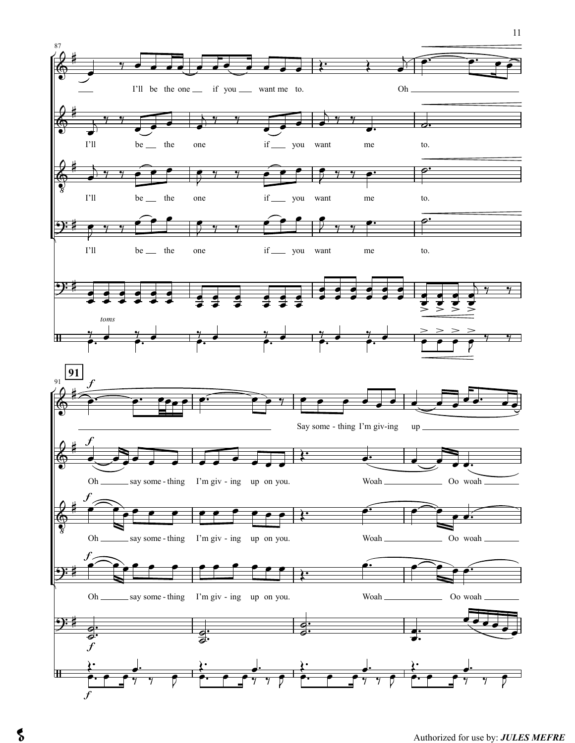87

I'll be the one if you want me to. Oh

I'll be the one if you want me to.

I'll be the one if you want me to.

I'll be the one if you want me to.

*toms*

**91**

*f*

Say some - thing I'm giv - ing up

*f*

Oh say some - thing I'm giv - ing up on you. Woah Oo woah

*f*

Oh say some - thing I'm giv - ing up on you. Woah Oo woah

*f*

Oh say some - thing I'm giv - ing up on you. Woah Oo woah

*f*

*f*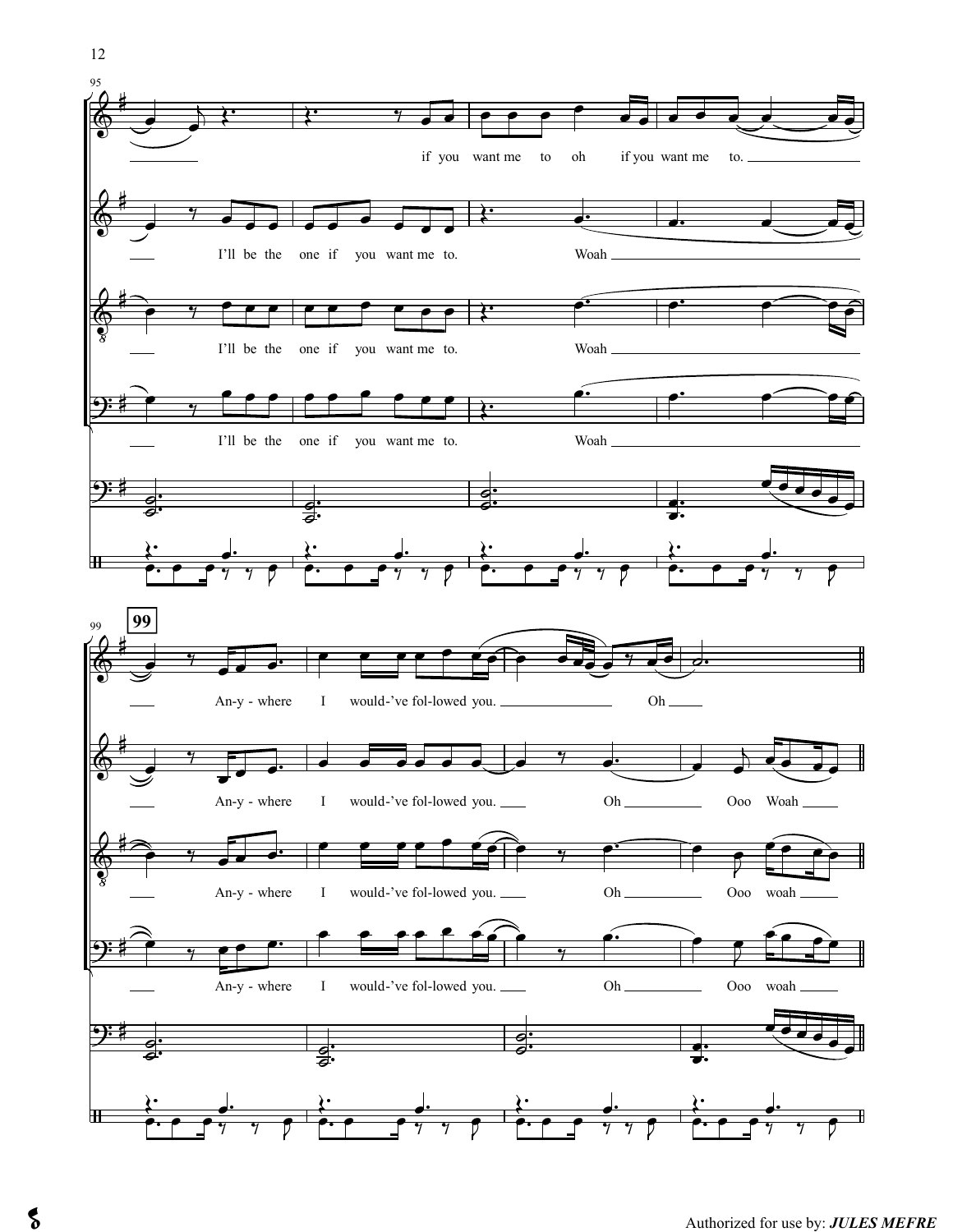95

if you want me to oh if you want me to.

I'll be the one if you want me to. Woah

I'll be the one if you want me to. Woah

I'll be the one if you want me to. Woah

**99**

An-y - where I would-'ve fol-lowed you. Oh

An-y - where I would-'ve fol-lowed you. Oh Ooo Woah

An-y - where I would-'ve fol-lowed you. Oh Ooo woah

An-y - where I would-'ve fol-lowed you. Oh Ooo woah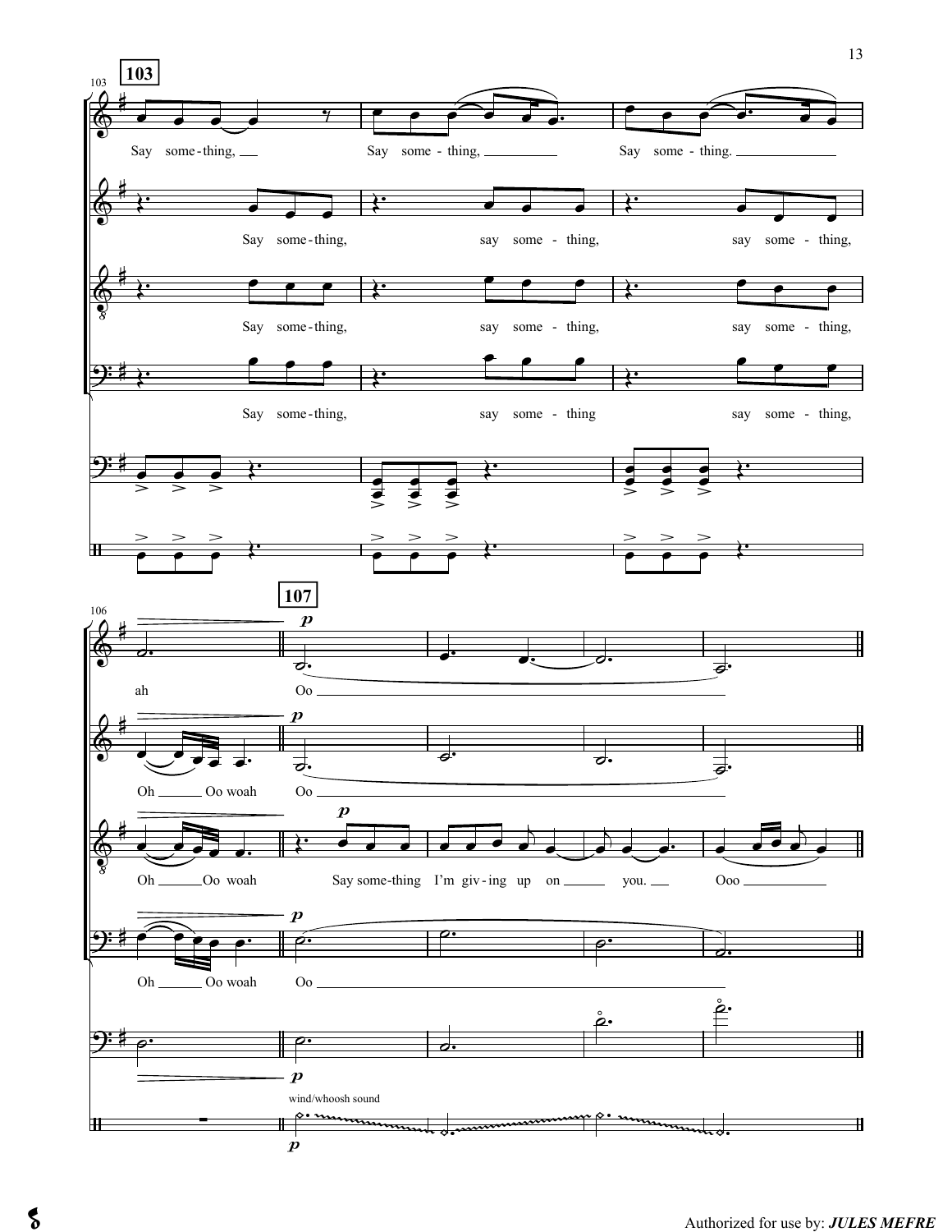103

Say some-thing, Say some - thing, Say some - thing.

Say some-thing, say some - thing, say some - thing,

Say some-thing, say some - thing, say some - thing,

Say some-thing, say some - thing say some - thing,

106

107

ah Oo

Oh Oo woah Oo

Oh Oo woah Say some-thing I'm giv-ing up on you. Ooo

Oh Oo woah Oo

wind/whoosh sound

Authorized for use by: *JULES MEFRE*